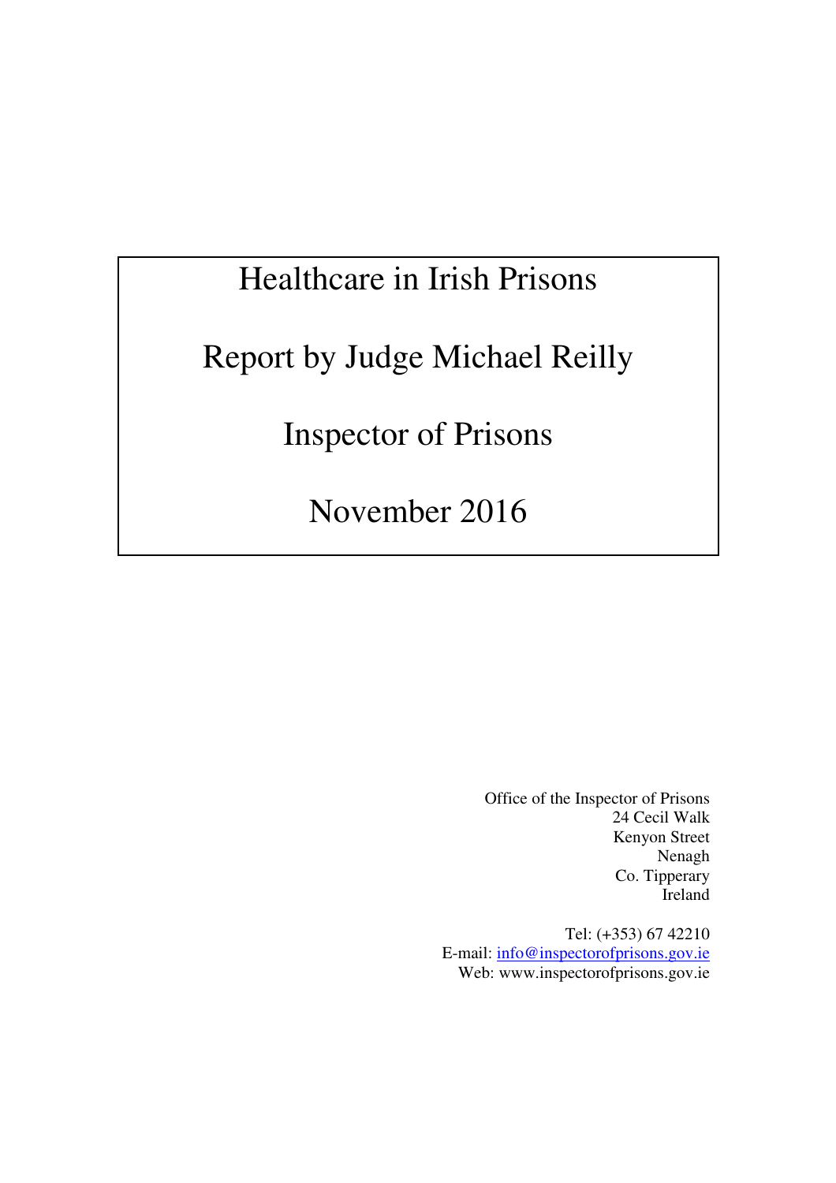# Healthcare in Irish Prisons

## Report by Judge Michael Reilly

## Inspector of Prisons

## November 2016

Office of the Inspector of Prisons
24 Cecil Walk
Kenyon Street
Nenagh
Co. Tipperary
Ireland

Tel: (+353) 67 42210
E-mail: info@inspectorofprisons.gov.ie
Web: www.inspectorofprisons.gov.ie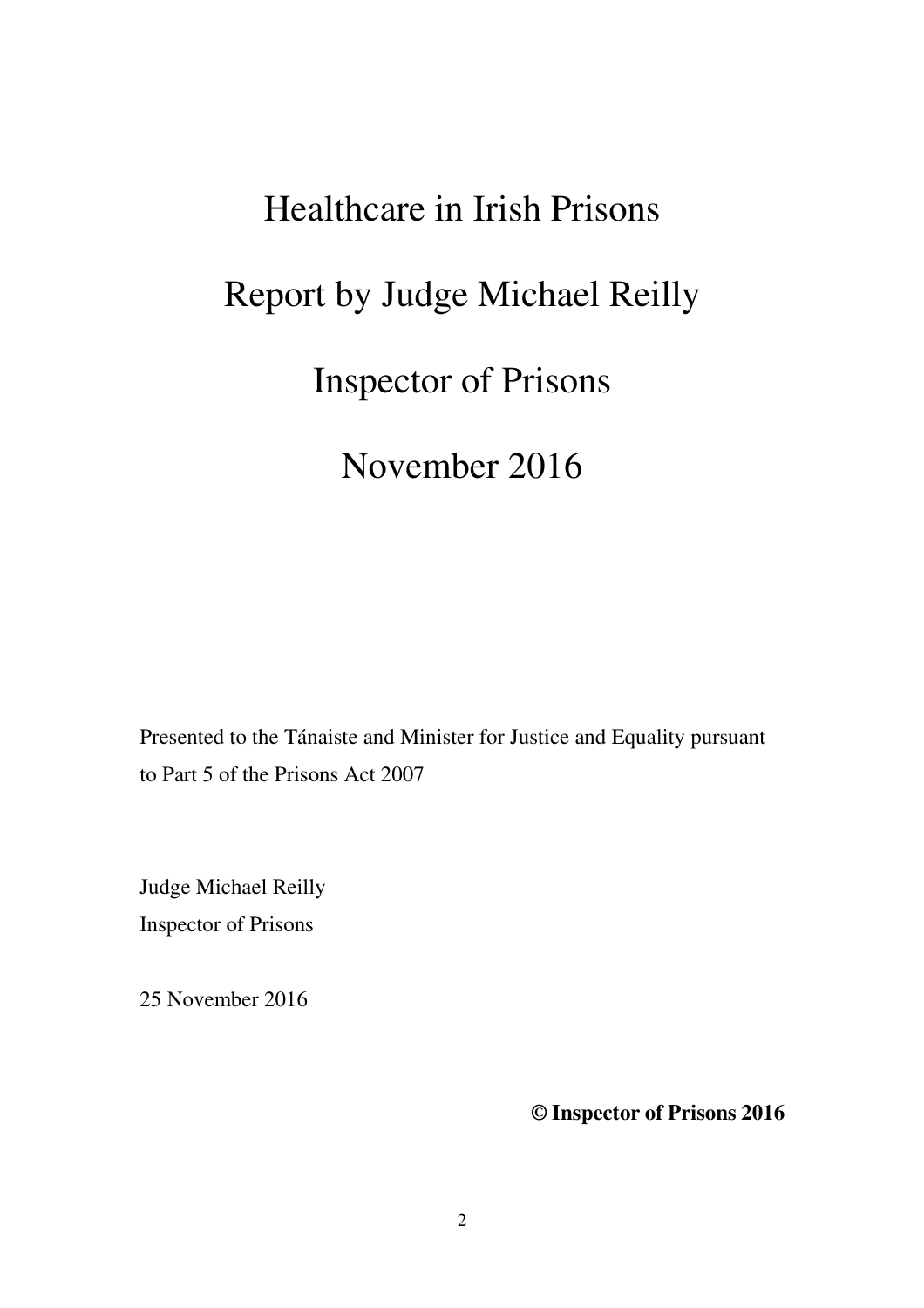# Healthcare in Irish Prisons

# Report by Judge Michael Reilly

# Inspector of Prisons

# November 2016

Presented to the Tánaiste and Minister for Justice and Equality pursuant to Part 5 of the Prisons Act 2007

Judge Michael Reilly
Inspector of Prisons

25 November 2016

**© Inspector of Prisons 2016**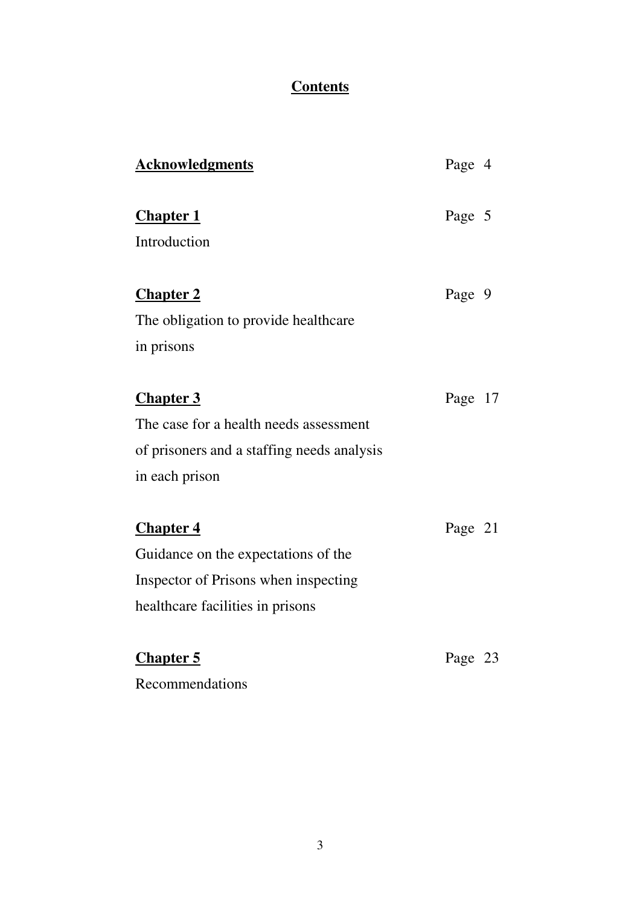# Contents

**Acknowledgments** Page 4

**Chapter 1** Page 5
Introduction

**Chapter 2** Page 9
The obligation to provide healthcare in prisons

**Chapter 3** Page 17
The case for a health needs assessment of prisoners and a staffing needs analysis in each prison

**Chapter 4** Page 21
Guidance on the expectations of the Inspector of Prisons when inspecting healthcare facilities in prisons

**Chapter 5** Page 23
Recommendations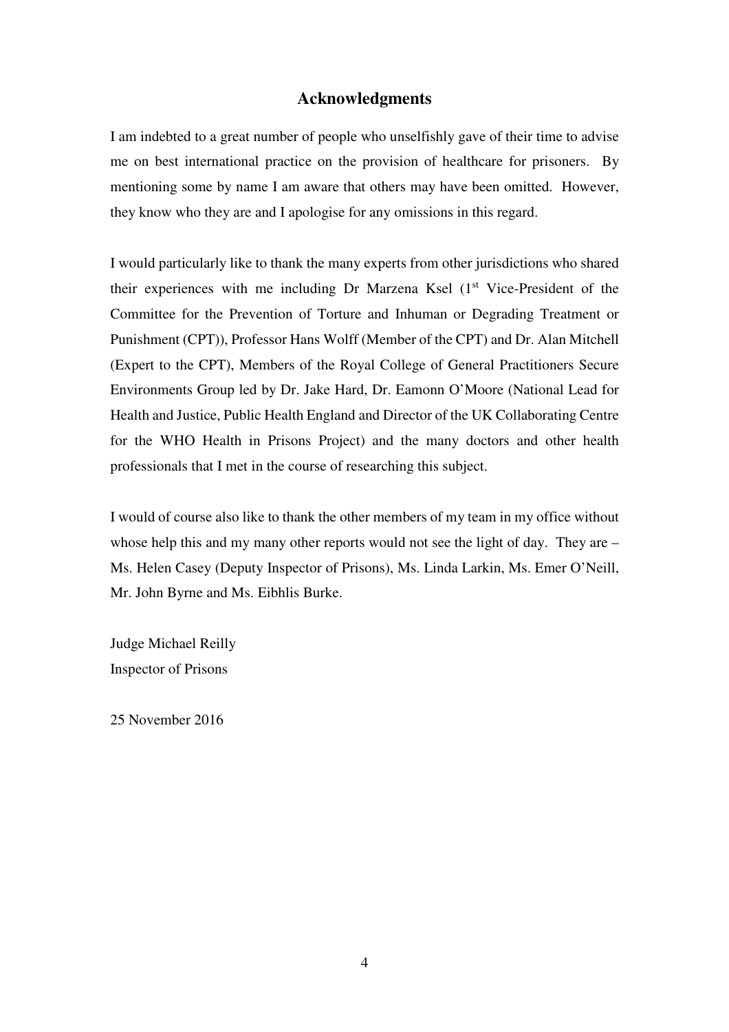## Acknowledgments

I am indebted to a great number of people who unselfishly gave of their time to advise me on best international practice on the provision of healthcare for prisoners. By mentioning some by name I am aware that others may have been omitted. However, they know who they are and I apologise for any omissions in this regard.

I would particularly like to thank the many experts from other jurisdictions who shared their experiences with me including Dr Marzena Ksel (1st Vice-President of the Committee for the Prevention of Torture and Inhuman or Degrading Treatment or Punishment (CPT)), Professor Hans Wolff (Member of the CPT) and Dr. Alan Mitchell (Expert to the CPT), Members of the Royal College of General Practitioners Secure Environments Group led by Dr. Jake Hard, Dr. Eamonn O'Moore (National Lead for Health and Justice, Public Health England and Director of the UK Collaborating Centre for the WHO Health in Prisons Project) and the many doctors and other health professionals that I met in the course of researching this subject.

I would of course also like to thank the other members of my team in my office without whose help this and my many other reports would not see the light of day. They are – Ms. Helen Casey (Deputy Inspector of Prisons), Ms. Linda Larkin, Ms. Emer O'Neill, Mr. John Byrne and Ms. Eibhlis Burke.

Judge Michael Reilly
Inspector of Prisons

25 November 2016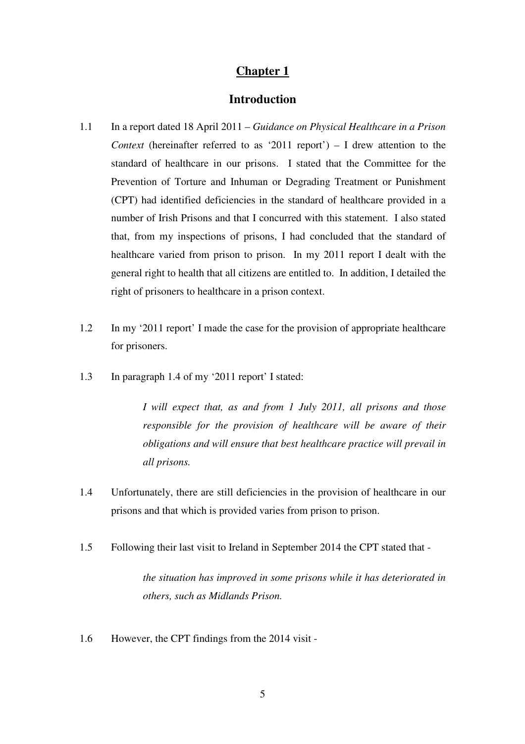# Chapter 1

## Introduction

1.1 In a report dated 18 April 2011 – *Guidance on Physical Healthcare in a Prison Context* (hereinafter referred to as '2011 report') – I drew attention to the standard of healthcare in our prisons. I stated that the Committee for the Prevention of Torture and Inhuman or Degrading Treatment or Punishment (CPT) had identified deficiencies in the standard of healthcare provided in a number of Irish Prisons and that I concurred with this statement. I also stated that, from my inspections of prisons, I had concluded that the standard of healthcare varied from prison to prison. In my 2011 report I dealt with the general right to health that all citizens are entitled to. In addition, I detailed the right of prisoners to healthcare in a prison context.

1.2 In my '2011 report' I made the case for the provision of appropriate healthcare for prisoners.

1.3 In paragraph 1.4 of my '2011 report' I stated:

> *I will expect that, as and from 1 July 2011, all prisons and those responsible for the provision of healthcare will be aware of their obligations and will ensure that best healthcare practice will prevail in all prisons.*

1.4 Unfortunately, there are still deficiencies in the provision of healthcare in our prisons and that which is provided varies from prison to prison.

1.5 Following their last visit to Ireland in September 2014 the CPT stated that -

> *the situation has improved in some prisons while it has deteriorated in others, such as Midlands Prison.*

1.6 However, the CPT findings from the 2014 visit -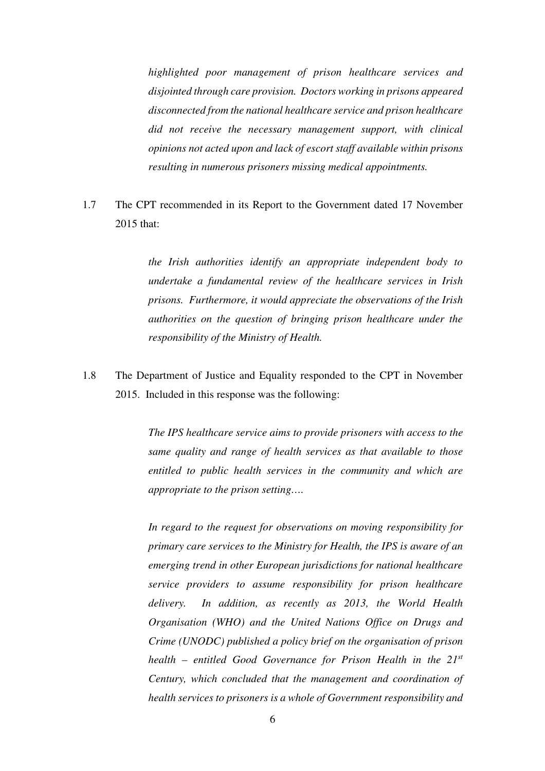*highlighted poor management of prison healthcare services and disjointed through care provision. Doctors working in prisons appeared disconnected from the national healthcare service and prison healthcare did not receive the necessary management support, with clinical opinions not acted upon and lack of escort staff available within prisons resulting in numerous prisoners missing medical appointments.*

1.7 The CPT recommended in its Report to the Government dated 17 November 2015 that:

> *the Irish authorities identify an appropriate independent body to undertake a fundamental review of the healthcare services in Irish prisons. Furthermore, it would appreciate the observations of the Irish authorities on the question of bringing prison healthcare under the responsibility of the Ministry of Health.*

1.8 The Department of Justice and Equality responded to the CPT in November 2015. Included in this response was the following:

> *The IPS healthcare service aims to provide prisoners with access to the same quality and range of health services as that available to those entitled to public health services in the community and which are appropriate to the prison setting….*
>
> *In regard to the request for observations on moving responsibility for primary care services to the Ministry for Health, the IPS is aware of an emerging trend in other European jurisdictions for national healthcare service providers to assume responsibility for prison healthcare delivery. In addition, as recently as 2013, the World Health Organisation (WHO) and the United Nations Office on Drugs and Crime (UNODC) published a policy brief on the organisation of prison health – entitled Good Governance for Prison Health in the 21st Century, which concluded that the management and coordination of health services to prisoners is a whole of Government responsibility and*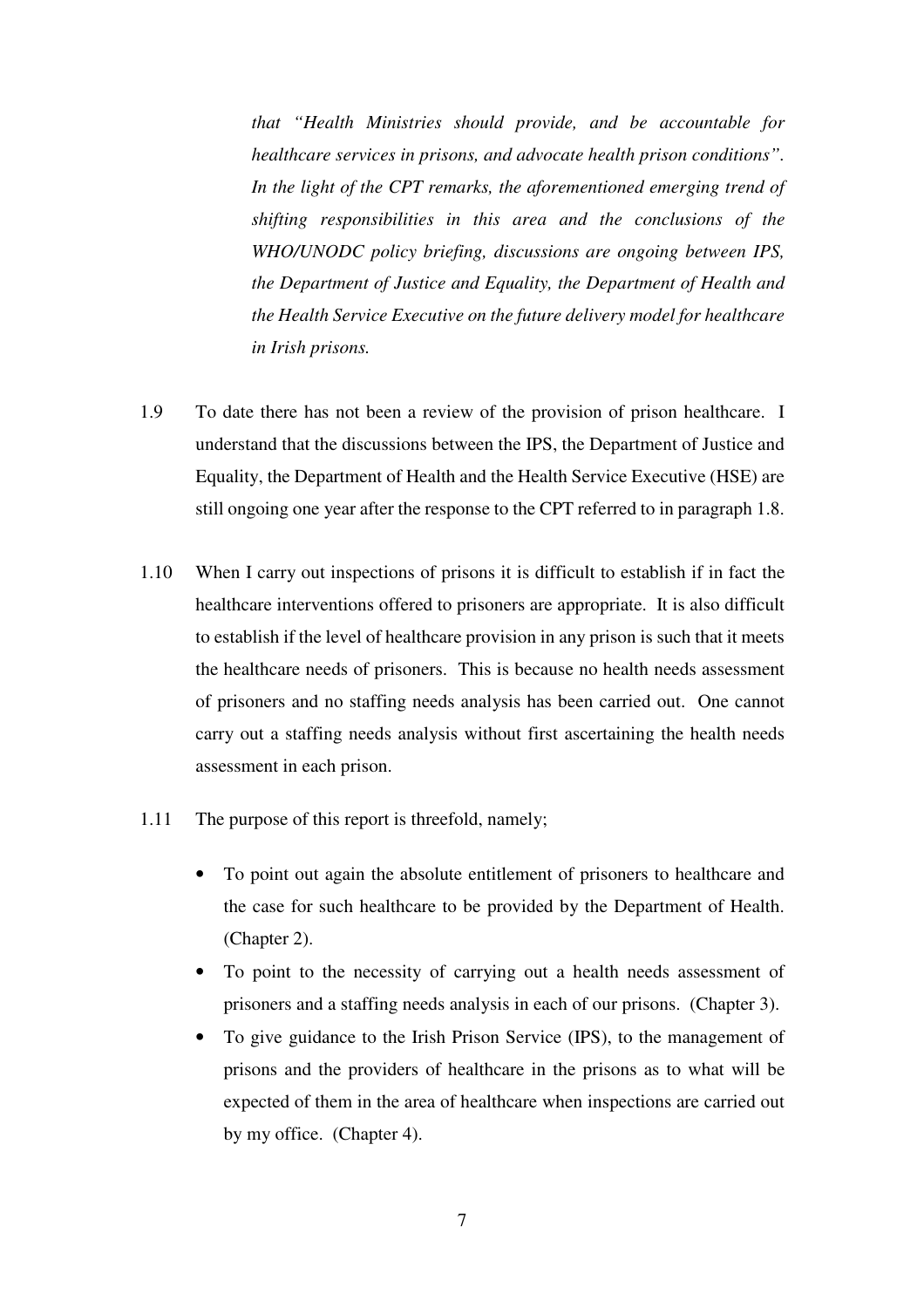*that "Health Ministries should provide, and be accountable for healthcare services in prisons, and advocate health prison conditions". In the light of the CPT remarks, the aforementioned emerging trend of shifting responsibilities in this area and the conclusions of the WHO/UNODC policy briefing, discussions are ongoing between IPS, the Department of Justice and Equality, the Department of Health and the Health Service Executive on the future delivery model for healthcare in Irish prisons.*

1.9 To date there has not been a review of the provision of prison healthcare. I understand that the discussions between the IPS, the Department of Justice and Equality, the Department of Health and the Health Service Executive (HSE) are still ongoing one year after the response to the CPT referred to in paragraph 1.8.

1.10 When I carry out inspections of prisons it is difficult to establish if in fact the healthcare interventions offered to prisoners are appropriate. It is also difficult to establish if the level of healthcare provision in any prison is such that it meets the healthcare needs of prisoners. This is because no health needs assessment of prisoners and no staffing needs analysis has been carried out. One cannot carry out a staffing needs analysis without first ascertaining the health needs assessment in each prison.

1.11 The purpose of this report is threefold, namely;

- To point out again the absolute entitlement of prisoners to healthcare and the case for such healthcare to be provided by the Department of Health. (Chapter 2).
- To point to the necessity of carrying out a health needs assessment of prisoners and a staffing needs analysis in each of our prisons. (Chapter 3).
- To give guidance to the Irish Prison Service (IPS), to the management of prisons and the providers of healthcare in the prisons as to what will be expected of them in the area of healthcare when inspections are carried out by my office. (Chapter 4).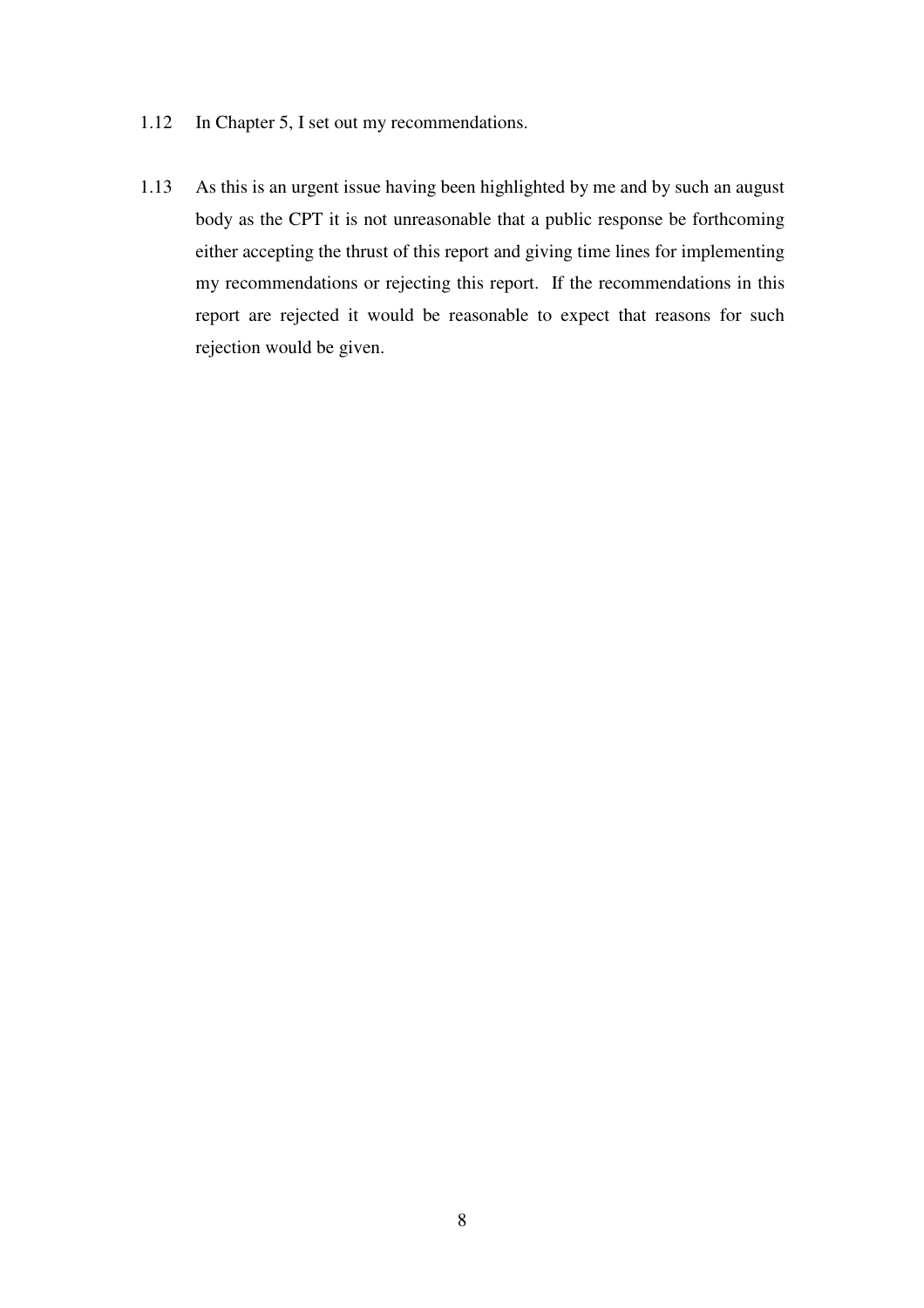1.12 In Chapter 5, I set out my recommendations.

1.13 As this is an urgent issue having been highlighted by me and by such an august body as the CPT it is not unreasonable that a public response be forthcoming either accepting the thrust of this report and giving time lines for implementing my recommendations or rejecting this report. If the recommendations in this report are rejected it would be reasonable to expect that reasons for such rejection would be given.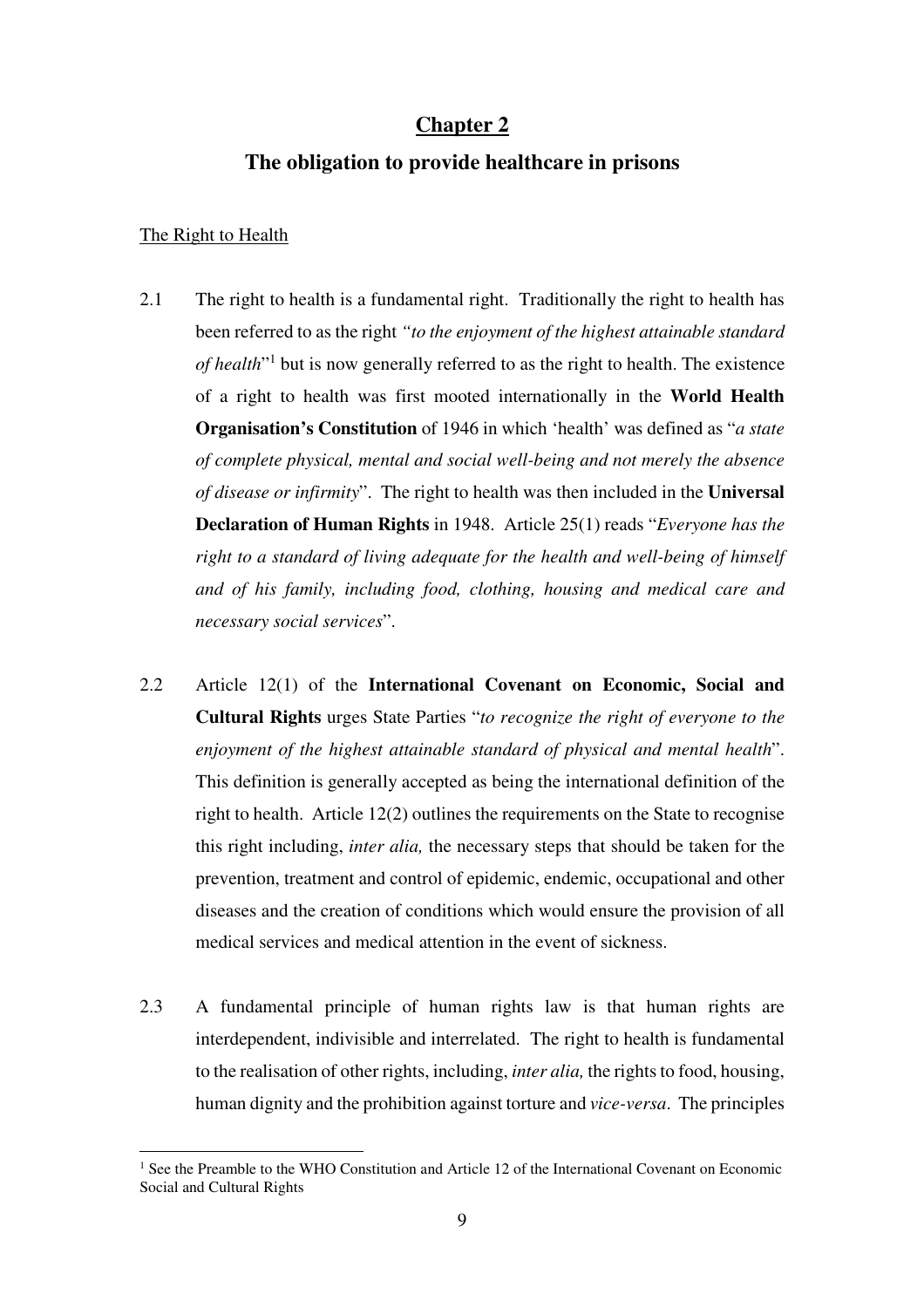# Chapter 2

## The obligation to provide healthcare in prisons

### The Right to Health

2.1 The right to health is a fundamental right. Traditionally the right to health has been referred to as the right *"to the enjoyment of the highest attainable standard of health*"[1] but is now generally referred to as the right to health. The existence of a right to health was first mooted internationally in the **World Health Organisation's Constitution** of 1946 in which 'health' was defined as "*a state of complete physical, mental and social well-being and not merely the absence of disease or infirmity*". The right to health was then included in the **Universal Declaration of Human Rights** in 1948. Article 25(1) reads "*Everyone has the right to a standard of living adequate for the health and well-being of himself and of his family, including food, clothing, housing and medical care and necessary social services*".

2.2 Article 12(1) of the **International Covenant on Economic, Social and Cultural Rights** urges State Parties "*to recognize the right of everyone to the enjoyment of the highest attainable standard of physical and mental health*". This definition is generally accepted as being the international definition of the right to health. Article 12(2) outlines the requirements on the State to recognise this right including, *inter alia,* the necessary steps that should be taken for the prevention, treatment and control of epidemic, endemic, occupational and other diseases and the creation of conditions which would ensure the provision of all medical services and medical attention in the event of sickness.

2.3 A fundamental principle of human rights law is that human rights are interdependent, indivisible and interrelated. The right to health is fundamental to the realisation of other rights, including, *inter alia,* the rights to food, housing, human dignity and the prohibition against torture and *vice-versa*. The principles

---

[1] See the Preamble to the WHO Constitution and Article 12 of the International Covenant on Economic Social and Cultural Rights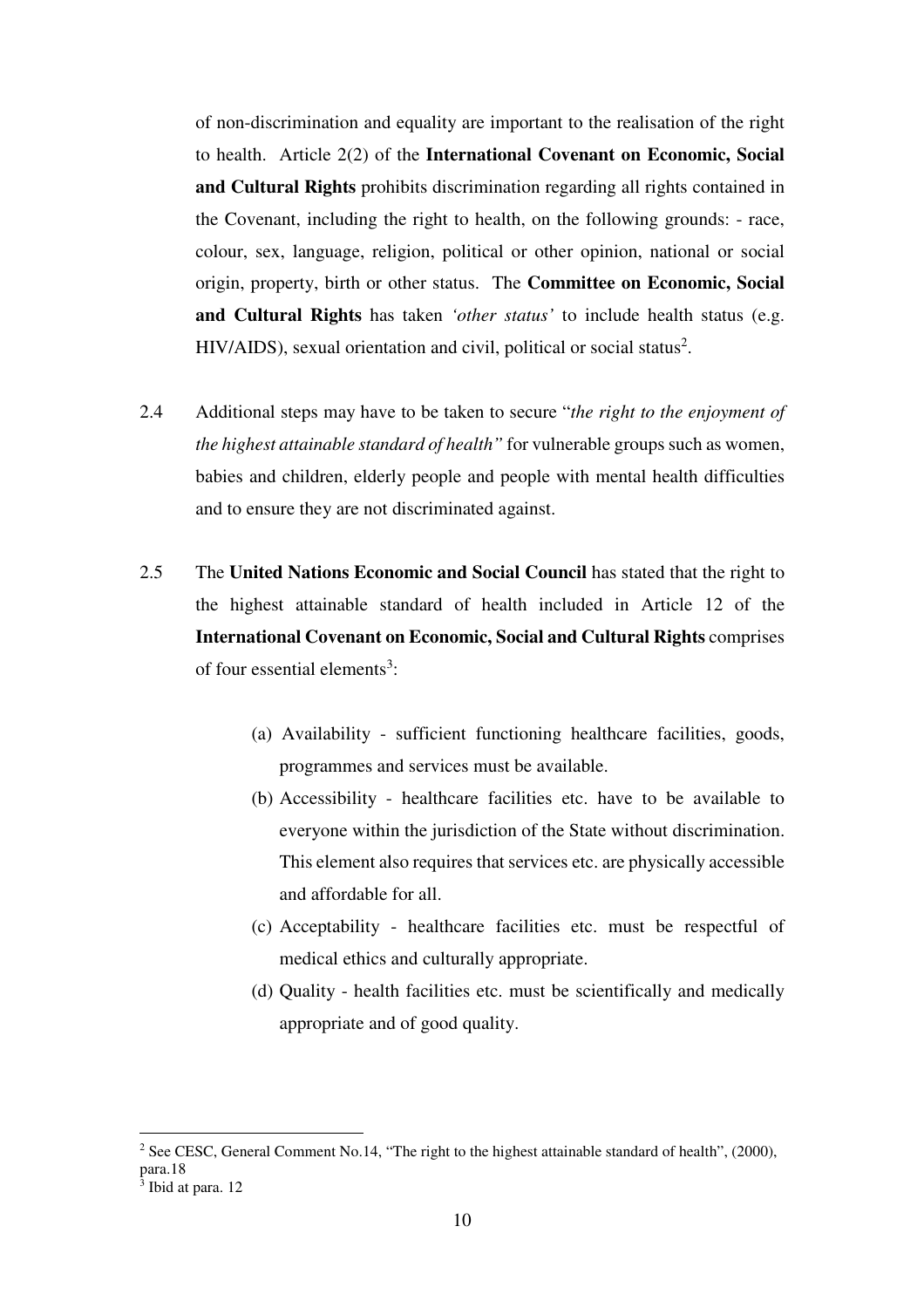of non-discrimination and equality are important to the realisation of the right to health. Article 2(2) of the **International Covenant on Economic, Social and Cultural Rights** prohibits discrimination regarding all rights contained in the Covenant, including the right to health, on the following grounds: - race, colour, sex, language, religion, political or other opinion, national or social origin, property, birth or other status. The **Committee on Economic, Social and Cultural Rights** has taken *'other status'* to include health status (e.g. HIV/AIDS), sexual orientation and civil, political or social status[2].

2.4 Additional steps may have to be taken to secure "*the right to the enjoyment of the highest attainable standard of health"* for vulnerable groups such as women, babies and children, elderly people and people with mental health difficulties and to ensure they are not discriminated against.

2.5 The **United Nations Economic and Social Council** has stated that the right to the highest attainable standard of health included in Article 12 of the **International Covenant on Economic, Social and Cultural Rights** comprises of four essential elements[3]:

(a) Availability - sufficient functioning healthcare facilities, goods, programmes and services must be available.

(b) Accessibility - healthcare facilities etc. have to be available to everyone within the jurisdiction of the State without discrimination. This element also requires that services etc. are physically accessible and affordable for all.

(c) Acceptability - healthcare facilities etc. must be respectful of medical ethics and culturally appropriate.

(d) Quality - health facilities etc. must be scientifically and medically appropriate and of good quality.

---

[2] See CESC, General Comment No.14, "The right to the highest attainable standard of health", (2000), para.18

[3] Ibid at para. 12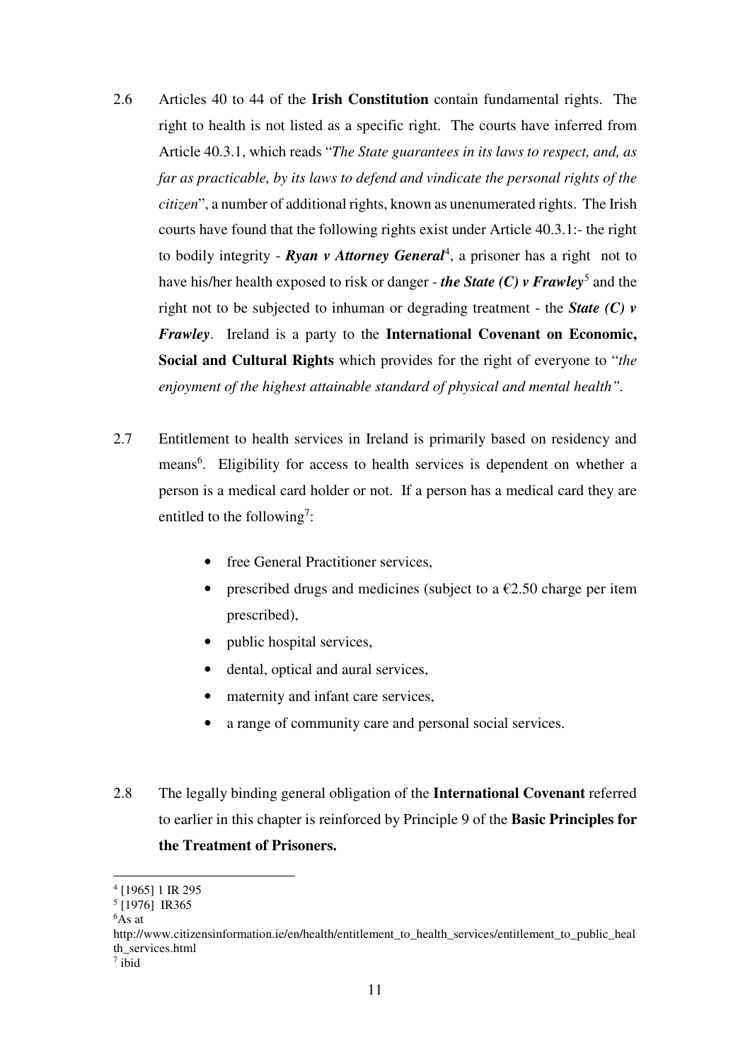2.6 Articles 40 to 44 of the **Irish Constitution** contain fundamental rights. The right to health is not listed as a specific right. The courts have inferred from Article 40.3.1, which reads "*The State guarantees in its laws to respect, and, as far as practicable, by its laws to defend and vindicate the personal rights of the citizen*", a number of additional rights, known as unenumerated rights. The Irish courts have found that the following rights exist under Article 40.3.1:- the right to bodily integrity - ***Ryan v Attorney General***[4], a prisoner has a right not to have his/her health exposed to risk or danger - ***the State (C) v Frawley***[5] and the right not to be subjected to inhuman or degrading treatment - the ***State (C) v Frawley***. Ireland is a party to the **International Covenant on Economic, Social and Cultural Rights** which provides for the right of everyone to "*the enjoyment of the highest attainable standard of physical and mental health".*

2.7 Entitlement to health services in Ireland is primarily based on residency and means[6]. Eligibility for access to health services is dependent on whether a person is a medical card holder or not. If a person has a medical card they are entitled to the following[7]:

- free General Practitioner services,
- prescribed drugs and medicines (subject to a €2.50 charge per item prescribed),
- public hospital services,
- dental, optical and aural services,
- maternity and infant care services,
- a range of community care and personal social services.

2.8 The legally binding general obligation of the **International Covenant** referred to earlier in this chapter is reinforced by Principle 9 of the **Basic Principles for the Treatment of Prisoners.**

---

[4] [1965] 1 IR 295

[5] [1976] IR365

[6] As at http://www.citizensinformation.ie/en/health/entitlement_to_health_services/entitlement_to_public_health_services.html

[7] ibid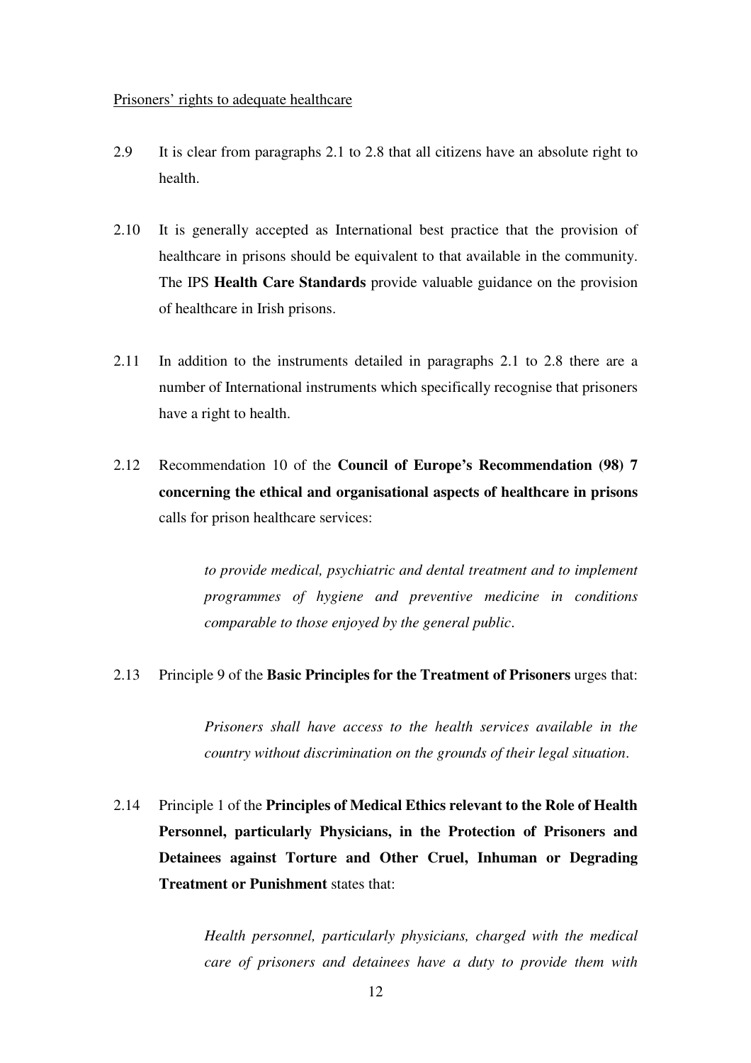<u>Prisoners' rights to adequate healthcare</u>

2.9 It is clear from paragraphs 2.1 to 2.8 that all citizens have an absolute right to health.

2.10 It is generally accepted as International best practice that the provision of healthcare in prisons should be equivalent to that available in the community. The IPS **Health Care Standards** provide valuable guidance on the provision of healthcare in Irish prisons.

2.11 In addition to the instruments detailed in paragraphs 2.1 to 2.8 there are a number of International instruments which specifically recognise that prisoners have a right to health.

2.12 Recommendation 10 of the **Council of Europe's Recommendation (98) 7 concerning the ethical and organisational aspects of healthcare in prisons** calls for prison healthcare services:

> *to provide medical, psychiatric and dental treatment and to implement programmes of hygiene and preventive medicine in conditions comparable to those enjoyed by the general public*.

2.13 Principle 9 of the **Basic Principles for the Treatment of Prisoners** urges that:

> *Prisoners shall have access to the health services available in the country without discrimination on the grounds of their legal situation*.

2.14 Principle 1 of the **Principles of Medical Ethics relevant to the Role of Health Personnel, particularly Physicians, in the Protection of Prisoners and Detainees against Torture and Other Cruel, Inhuman or Degrading Treatment or Punishment** states that:

> *Health personnel, particularly physicians, charged with the medical care of prisoners and detainees have a duty to provide them with*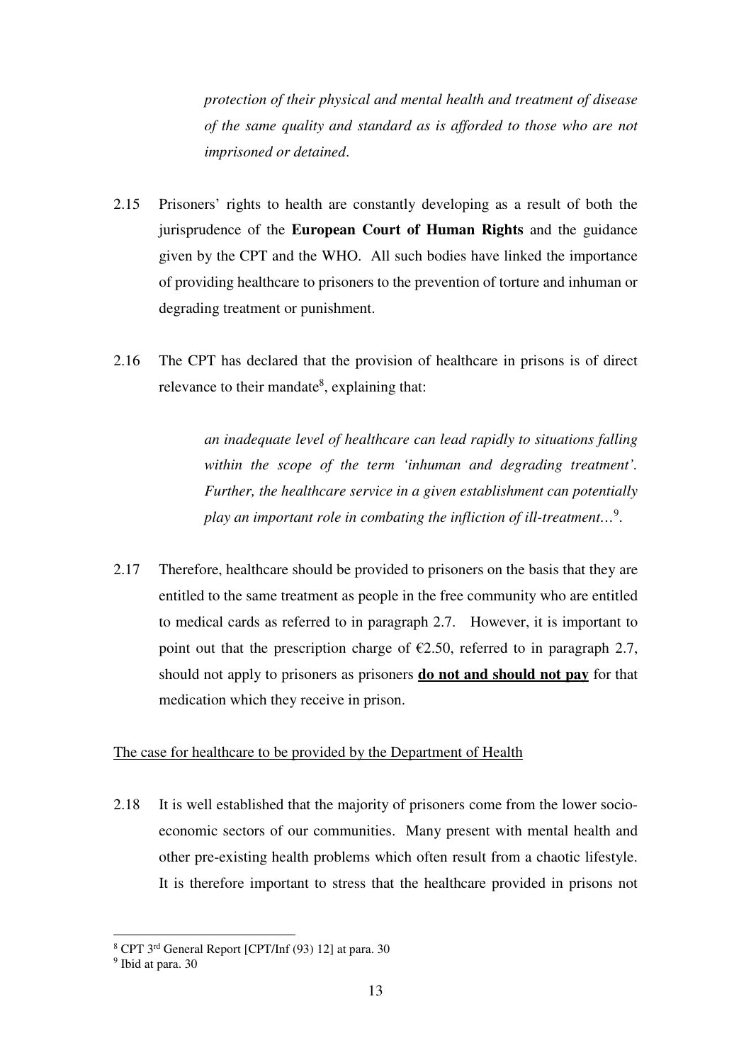*protection of their physical and mental health and treatment of disease of the same quality and standard as is afforded to those who are not imprisoned or detained*.

2.15 Prisoners' rights to health are constantly developing as a result of both the jurisprudence of the **European Court of Human Rights** and the guidance given by the CPT and the WHO. All such bodies have linked the importance of providing healthcare to prisoners to the prevention of torture and inhuman or degrading treatment or punishment.

2.16 The CPT has declared that the provision of healthcare in prisons is of direct relevance to their mandate[8], explaining that:

> *an inadequate level of healthcare can lead rapidly to situations falling within the scope of the term 'inhuman and degrading treatment'. Further, the healthcare service in a given establishment can potentially play an important role in combating the infliction of ill-treatment…*[9].

2.17 Therefore, healthcare should be provided to prisoners on the basis that they are entitled to the same treatment as people in the free community who are entitled to medical cards as referred to in paragraph 2.7. However, it is important to point out that the prescription charge of €2.50, referred to in paragraph 2.7, should not apply to prisoners as prisoners <u>**do not and should not pay**</u> for that medication which they receive in prison.

<u>The case for healthcare to be provided by the Department of Health</u>

2.18 It is well established that the majority of prisoners come from the lower socio-economic sectors of our communities. Many present with mental health and other pre-existing health problems which often result from a chaotic lifestyle. It is therefore important to stress that the healthcare provided in prisons not

---

[8] CPT 3rd General Report [CPT/Inf (93) 12] at para. 30

[9] Ibid at para. 30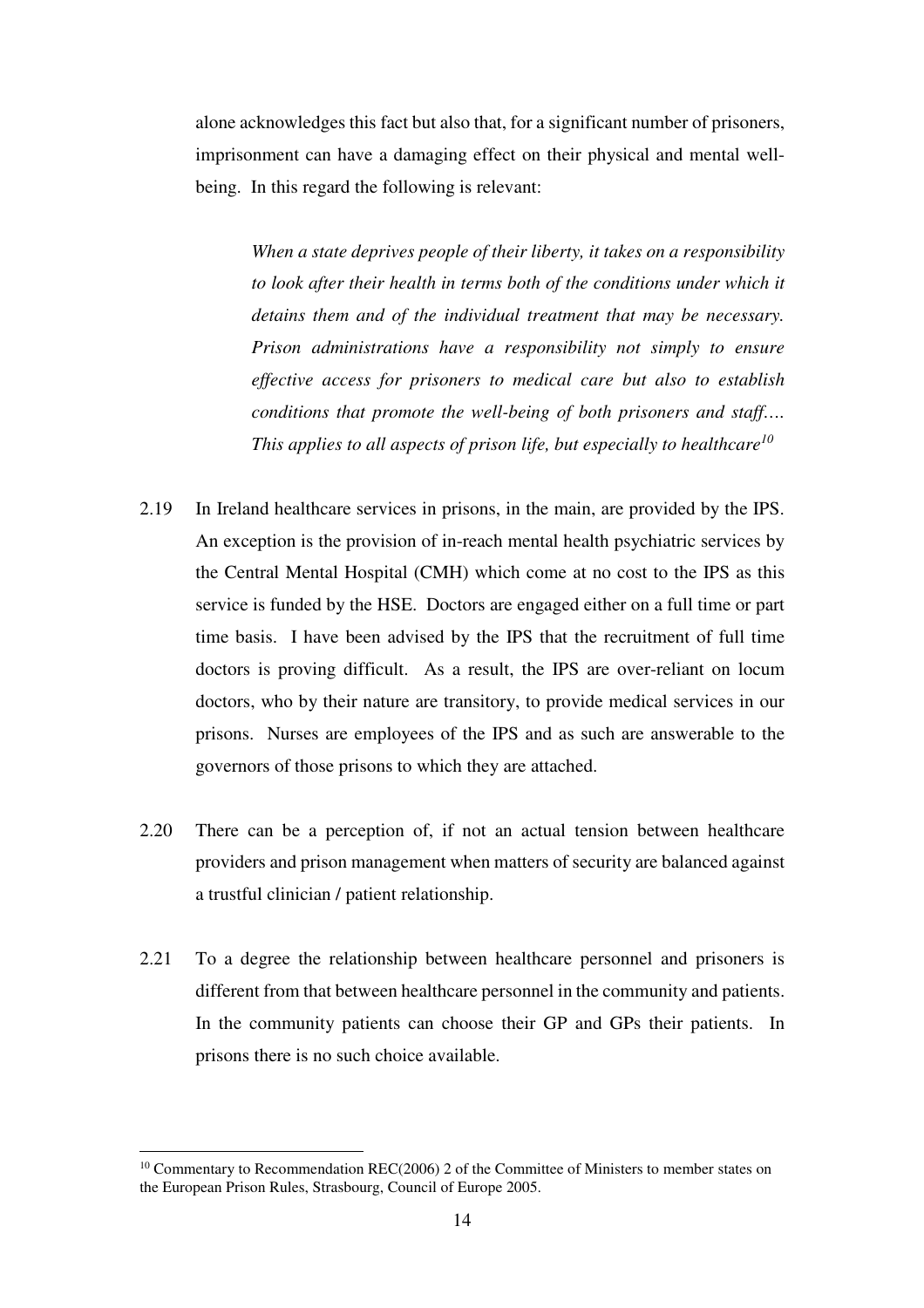alone acknowledges this fact but also that, for a significant number of prisoners, imprisonment can have a damaging effect on their physical and mental well-being. In this regard the following is relevant:

> *When a state deprives people of their liberty, it takes on a responsibility to look after their health in terms both of the conditions under which it detains them and of the individual treatment that may be necessary. Prison administrations have a responsibility not simply to ensure effective access for prisoners to medical care but also to establish conditions that promote the well-being of both prisoners and staff…. This applies to all aspects of prison life, but especially to healthcare*[10]

2.19 In Ireland healthcare services in prisons, in the main, are provided by the IPS. An exception is the provision of in-reach mental health psychiatric services by the Central Mental Hospital (CMH) which come at no cost to the IPS as this service is funded by the HSE. Doctors are engaged either on a full time or part time basis. I have been advised by the IPS that the recruitment of full time doctors is proving difficult. As a result, the IPS are over-reliant on locum doctors, who by their nature are transitory, to provide medical services in our prisons. Nurses are employees of the IPS and as such are answerable to the governors of those prisons to which they are attached.

2.20 There can be a perception of, if not an actual tension between healthcare providers and prison management when matters of security are balanced against a trustful clinician / patient relationship.

2.21 To a degree the relationship between healthcare personnel and prisoners is different from that between healthcare personnel in the community and patients. In the community patients can choose their GP and GPs their patients. In prisons there is no such choice available.

---

[10] Commentary to Recommendation REC(2006) 2 of the Committee of Ministers to member states on the European Prison Rules, Strasbourg, Council of Europe 2005.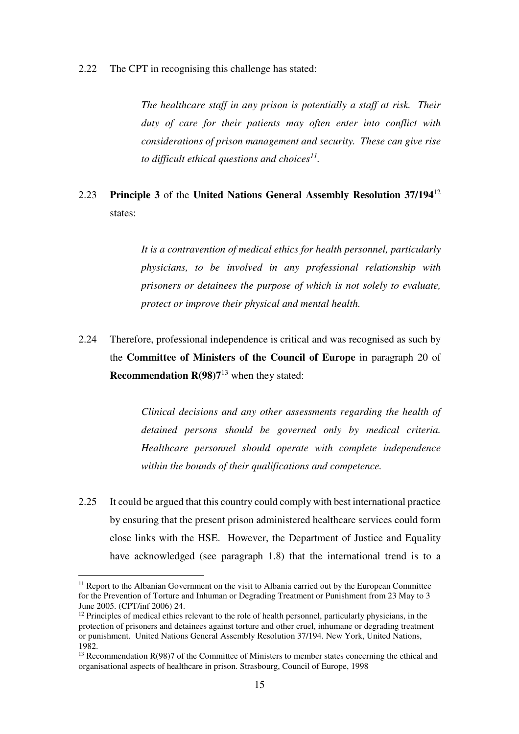2.22 The CPT in recognising this challenge has stated:

> *The healthcare staff in any prison is potentially a staff at risk. Their duty of care for their patients may often enter into conflict with considerations of prison management and security. These can give rise to difficult ethical questions and choices*[11].

2.23 **Principle 3** of the **United Nations General Assembly Resolution 37/194**[12] states:

> *It is a contravention of medical ethics for health personnel, particularly physicians, to be involved in any professional relationship with prisoners or detainees the purpose of which is not solely to evaluate, protect or improve their physical and mental health.*

2.24 Therefore, professional independence is critical and was recognised as such by the **Committee of Ministers of the Council of Europe** in paragraph 20 of **Recommendation R(98)7**[13] when they stated:

> *Clinical decisions and any other assessments regarding the health of detained persons should be governed only by medical criteria. Healthcare personnel should operate with complete independence within the bounds of their qualifications and competence.*

2.25 It could be argued that this country could comply with best international practice by ensuring that the present prison administered healthcare services could form close links with the HSE. However, the Department of Justice and Equality have acknowledged (see paragraph 1.8) that the international trend is to a

---

[11] Report to the Albanian Government on the visit to Albania carried out by the European Committee for the Prevention of Torture and Inhuman or Degrading Treatment or Punishment from 23 May to 3 June 2005. (CPT/inf 2006) 24.

[12] Principles of medical ethics relevant to the role of health personnel, particularly physicians, in the protection of prisoners and detainees against torture and other cruel, inhumane or degrading treatment or punishment. United Nations General Assembly Resolution 37/194. New York, United Nations, 1982.

[13] Recommendation R(98)7 of the Committee of Ministers to member states concerning the ethical and organisational aspects of healthcare in prison. Strasbourg, Council of Europe, 1998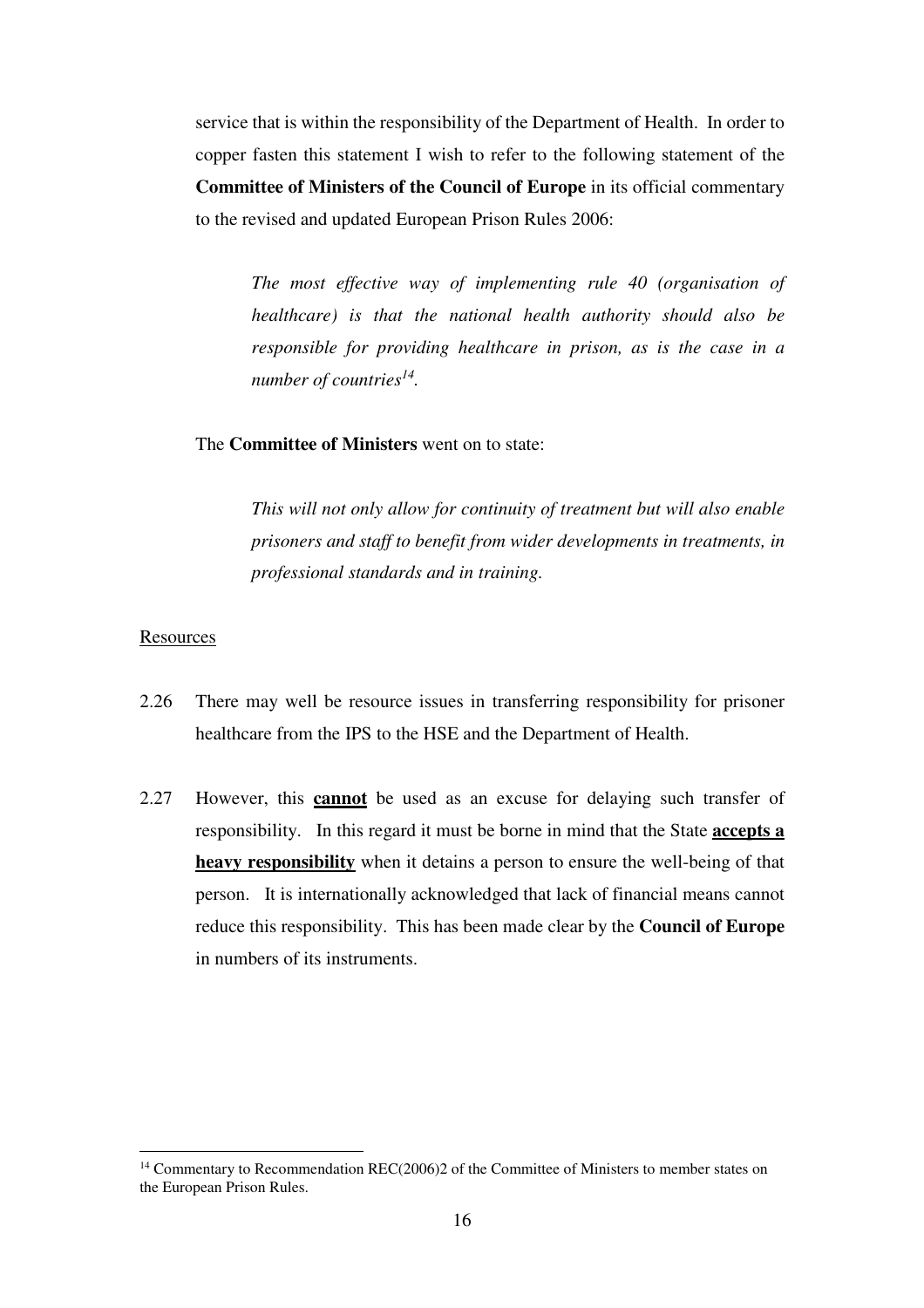service that is within the responsibility of the Department of Health. In order to copper fasten this statement I wish to refer to the following statement of the **Committee of Ministers of the Council of Europe** in its official commentary to the revised and updated European Prison Rules 2006:

> *The most effective way of implementing rule 40 (organisation of healthcare) is that the national health authority should also be responsible for providing healthcare in prison, as is the case in a number of countries*[14].

The **Committee of Ministers** went on to state:

> *This will not only allow for continuity of treatment but will also enable prisoners and staff to benefit from wider developments in treatments, in professional standards and in training.*

<u>Resources</u>

2.26 There may well be resource issues in transferring responsibility for prisoner healthcare from the IPS to the HSE and the Department of Health.

2.27 However, this <u>**cannot**</u> be used as an excuse for delaying such transfer of responsibility. In this regard it must be borne in mind that the State <u>**accepts a heavy responsibility**</u> when it detains a person to ensure the well-being of that person. It is internationally acknowledged that lack of financial means cannot reduce this responsibility. This has been made clear by the **Council of Europe** in numbers of its instruments.

[14] Commentary to Recommendation REC(2006)2 of the Committee of Ministers to member states on the European Prison Rules.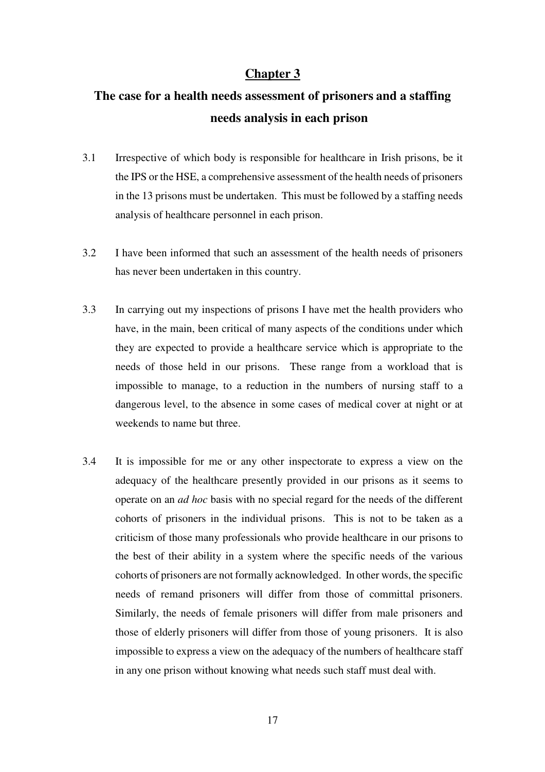## Chapter 3

## The case for a health needs assessment of prisoners and a staffing needs analysis in each prison

3.1 Irrespective of which body is responsible for healthcare in Irish prisons, be it the IPS or the HSE, a comprehensive assessment of the health needs of prisoners in the 13 prisons must be undertaken. This must be followed by a staffing needs analysis of healthcare personnel in each prison.

3.2 I have been informed that such an assessment of the health needs of prisoners has never been undertaken in this country.

3.3 In carrying out my inspections of prisons I have met the health providers who have, in the main, been critical of many aspects of the conditions under which they are expected to provide a healthcare service which is appropriate to the needs of those held in our prisons. These range from a workload that is impossible to manage, to a reduction in the numbers of nursing staff to a dangerous level, to the absence in some cases of medical cover at night or at weekends to name but three.

3.4 It is impossible for me or any other inspectorate to express a view on the adequacy of the healthcare presently provided in our prisons as it seems to operate on an *ad hoc* basis with no special regard for the needs of the different cohorts of prisoners in the individual prisons. This is not to be taken as a criticism of those many professionals who provide healthcare in our prisons to the best of their ability in a system where the specific needs of the various cohorts of prisoners are not formally acknowledged. In other words, the specific needs of remand prisoners will differ from those of committal prisoners. Similarly, the needs of female prisoners will differ from male prisoners and those of elderly prisoners will differ from those of young prisoners. It is also impossible to express a view on the adequacy of the numbers of healthcare staff in any one prison without knowing what needs such staff must deal with.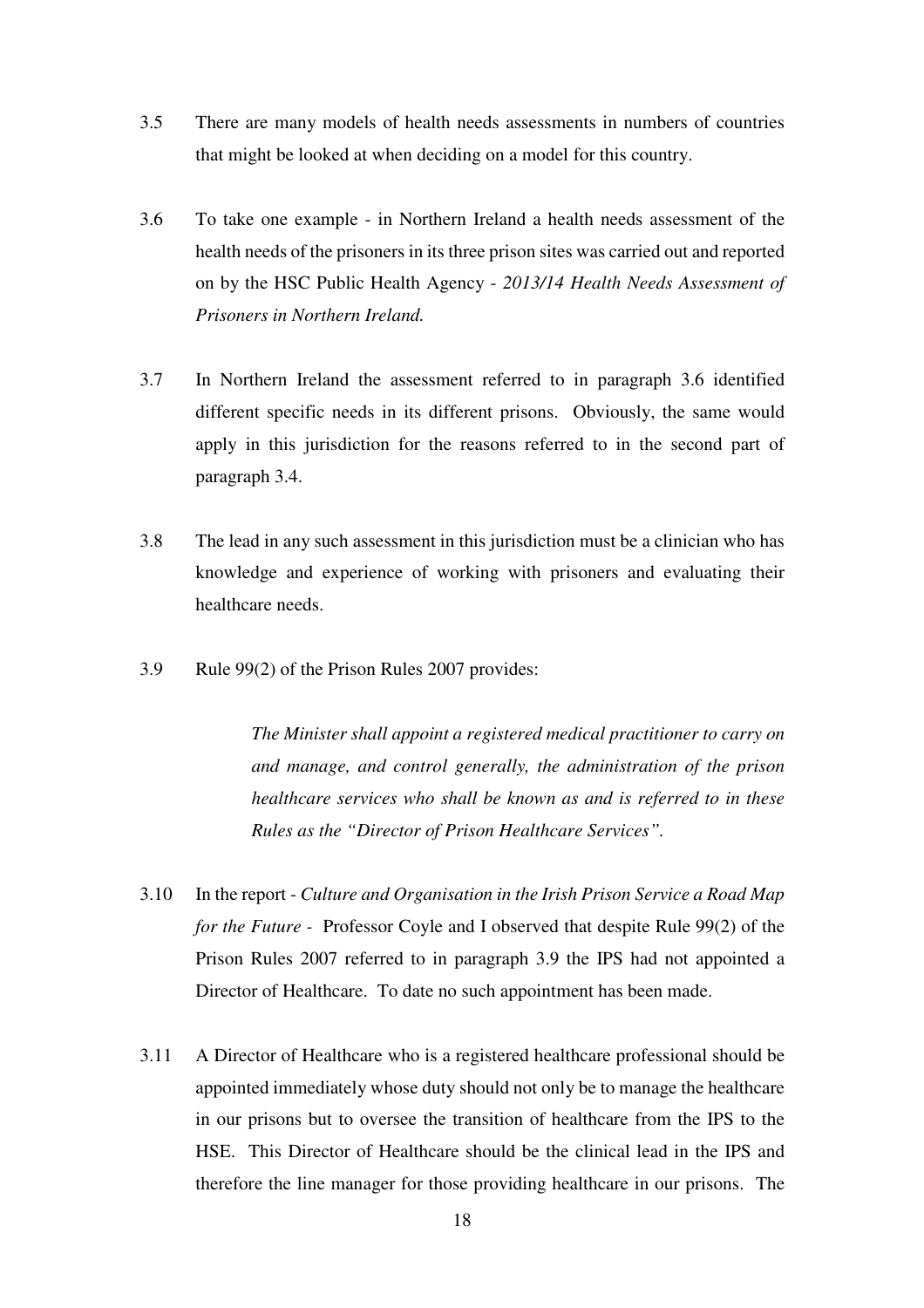3.5 There are many models of health needs assessments in numbers of countries that might be looked at when deciding on a model for this country.

3.6 To take one example - in Northern Ireland a health needs assessment of the health needs of the prisoners in its three prison sites was carried out and reported on by the HSC Public Health Agency - *2013/14 Health Needs Assessment of Prisoners in Northern Ireland.*

3.7 In Northern Ireland the assessment referred to in paragraph 3.6 identified different specific needs in its different prisons. Obviously, the same would apply in this jurisdiction for the reasons referred to in the second part of paragraph 3.4.

3.8 The lead in any such assessment in this jurisdiction must be a clinician who has knowledge and experience of working with prisoners and evaluating their healthcare needs.

3.9 Rule 99(2) of the Prison Rules 2007 provides:

> *The Minister shall appoint a registered medical practitioner to carry on and manage, and control generally, the administration of the prison healthcare services who shall be known as and is referred to in these Rules as the "Director of Prison Healthcare Services".*

3.10 In the report - *Culture and Organisation in the Irish Prison Service a Road Map for the Future* - Professor Coyle and I observed that despite Rule 99(2) of the Prison Rules 2007 referred to in paragraph 3.9 the IPS had not appointed a Director of Healthcare. To date no such appointment has been made.

3.11 A Director of Healthcare who is a registered healthcare professional should be appointed immediately whose duty should not only be to manage the healthcare in our prisons but to oversee the transition of healthcare from the IPS to the HSE. This Director of Healthcare should be the clinical lead in the IPS and therefore the line manager for those providing healthcare in our prisons. The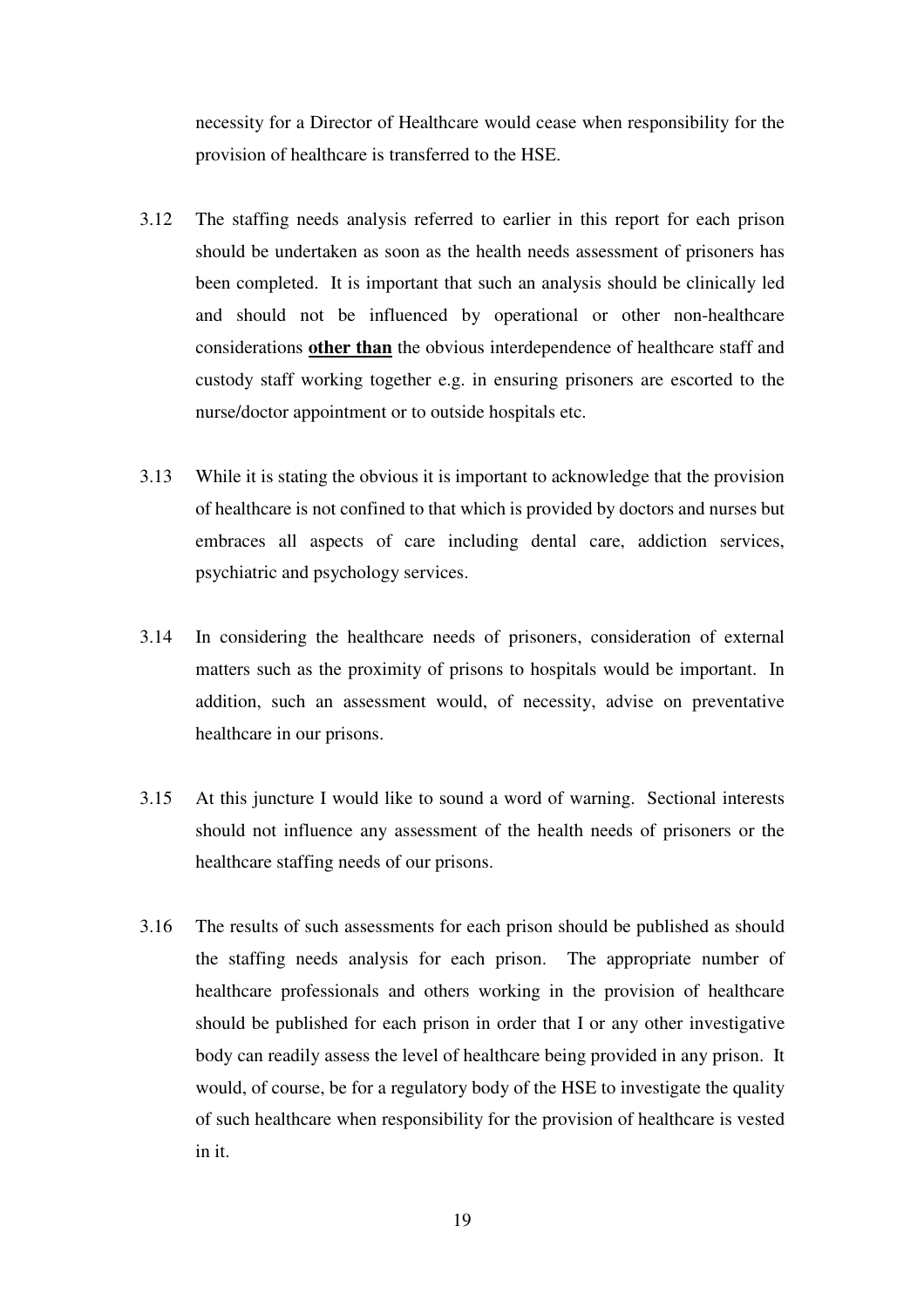necessity for a Director of Healthcare would cease when responsibility for the provision of healthcare is transferred to the HSE.

3.12 The staffing needs analysis referred to earlier in this report for each prison should be undertaken as soon as the health needs assessment of prisoners has been completed. It is important that such an analysis should be clinically led and should not be influenced by operational or other non-healthcare considerations **<u>other than</u>** the obvious interdependence of healthcare staff and custody staff working together e.g. in ensuring prisoners are escorted to the nurse/doctor appointment or to outside hospitals etc.

3.13 While it is stating the obvious it is important to acknowledge that the provision of healthcare is not confined to that which is provided by doctors and nurses but embraces all aspects of care including dental care, addiction services, psychiatric and psychology services.

3.14 In considering the healthcare needs of prisoners, consideration of external matters such as the proximity of prisons to hospitals would be important. In addition, such an assessment would, of necessity, advise on preventative healthcare in our prisons.

3.15 At this juncture I would like to sound a word of warning. Sectional interests should not influence any assessment of the health needs of prisoners or the healthcare staffing needs of our prisons.

3.16 The results of such assessments for each prison should be published as should the staffing needs analysis for each prison. The appropriate number of healthcare professionals and others working in the provision of healthcare should be published for each prison in order that I or any other investigative body can readily assess the level of healthcare being provided in any prison. It would, of course, be for a regulatory body of the HSE to investigate the quality of such healthcare when responsibility for the provision of healthcare is vested in it.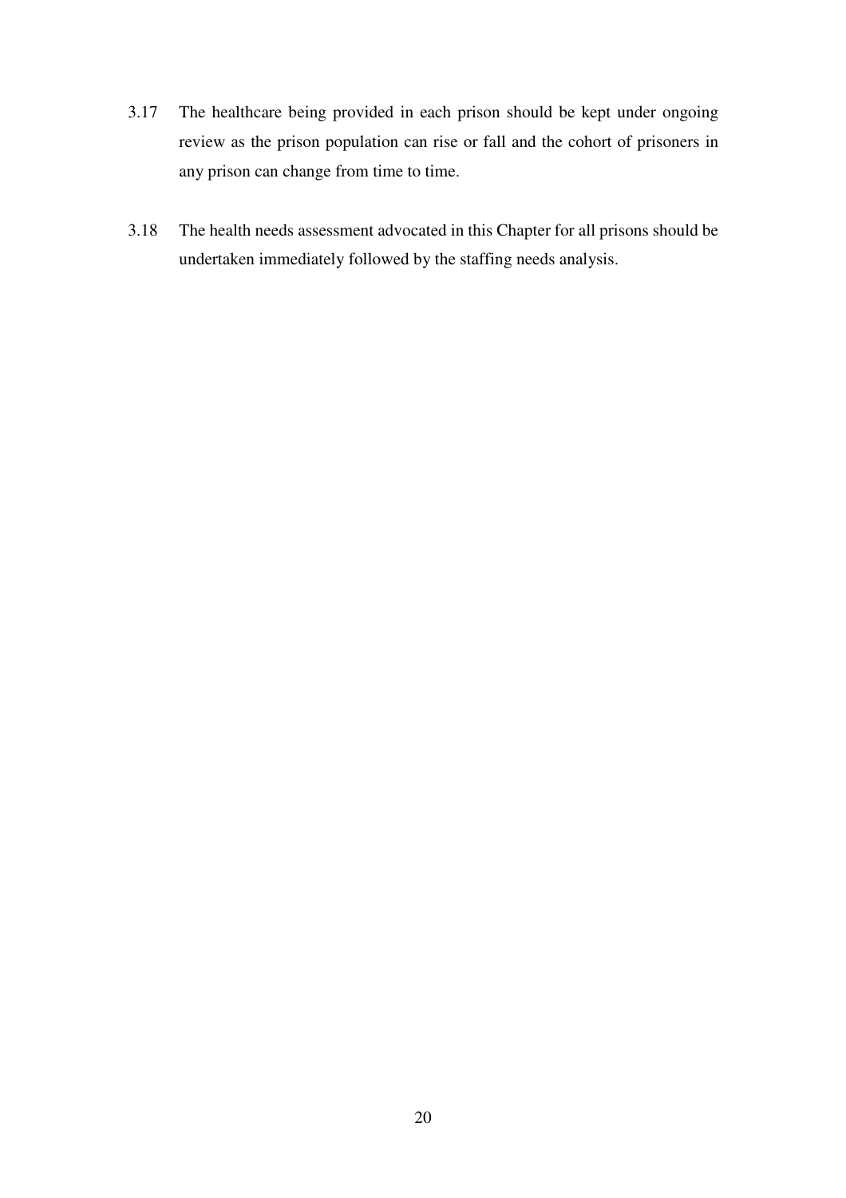3.17 The healthcare being provided in each prison should be kept under ongoing review as the prison population can rise or fall and the cohort of prisoners in any prison can change from time to time.

3.18 The health needs assessment advocated in this Chapter for all prisons should be undertaken immediately followed by the staffing needs analysis.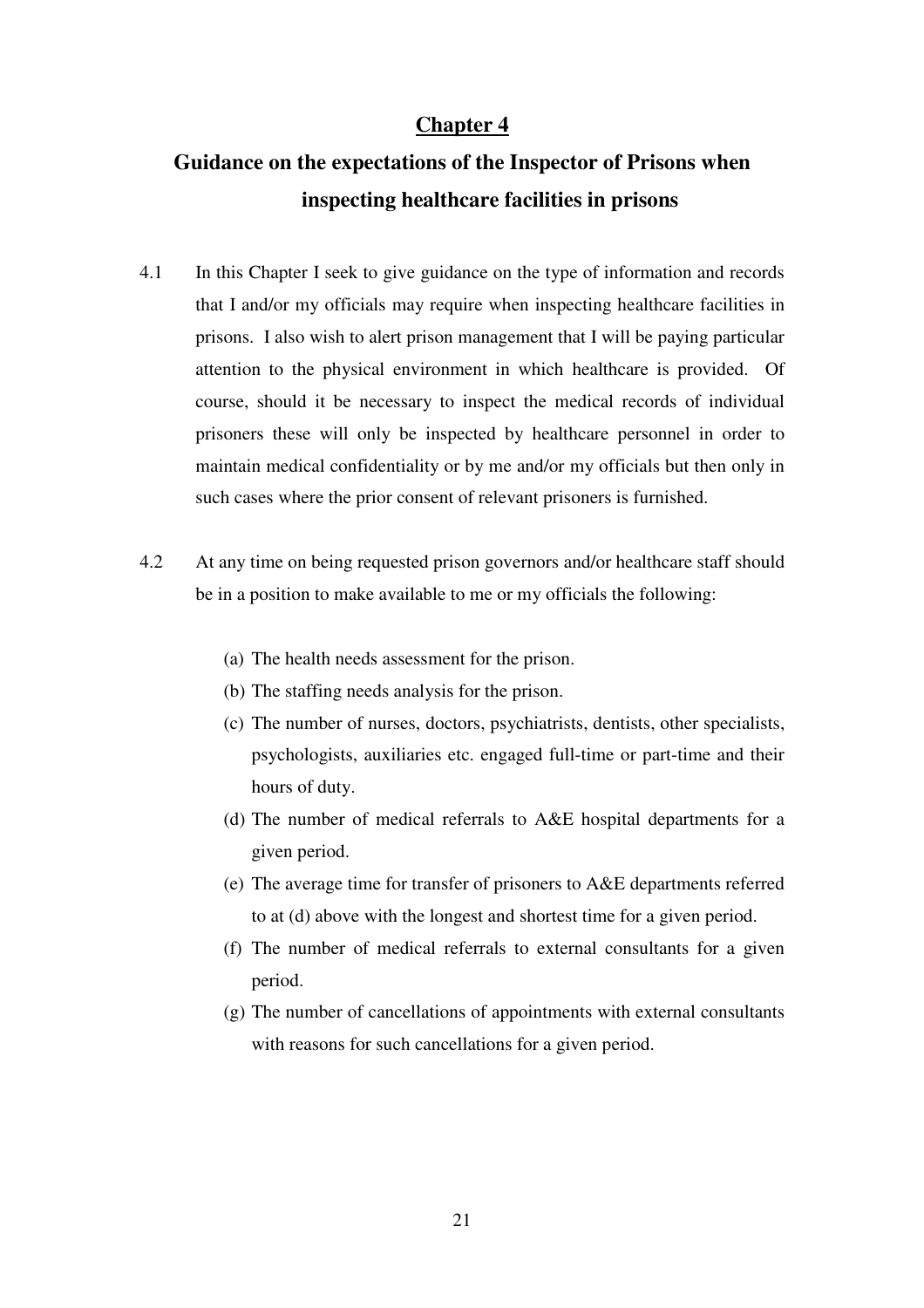# Chapter 4

## Guidance on the expectations of the Inspector of Prisons when inspecting healthcare facilities in prisons

4.1 In this Chapter I seek to give guidance on the type of information and records that I and/or my officials may require when inspecting healthcare facilities in prisons. I also wish to alert prison management that I will be paying particular attention to the physical environment in which healthcare is provided. Of course, should it be necessary to inspect the medical records of individual prisoners these will only be inspected by healthcare personnel in order to maintain medical confidentiality or by me and/or my officials but then only in such cases where the prior consent of relevant prisoners is furnished.

4.2 At any time on being requested prison governors and/or healthcare staff should be in a position to make available to me or my officials the following:

(a) The health needs assessment for the prison.
(b) The staffing needs analysis for the prison.
(c) The number of nurses, doctors, psychiatrists, dentists, other specialists, psychologists, auxiliaries etc. engaged full-time or part-time and their hours of duty.
(d) The number of medical referrals to A&E hospital departments for a given period.
(e) The average time for transfer of prisoners to A&E departments referred to at (d) above with the longest and shortest time for a given period.
(f) The number of medical referrals to external consultants for a given period.
(g) The number of cancellations of appointments with external consultants with reasons for such cancellations for a given period.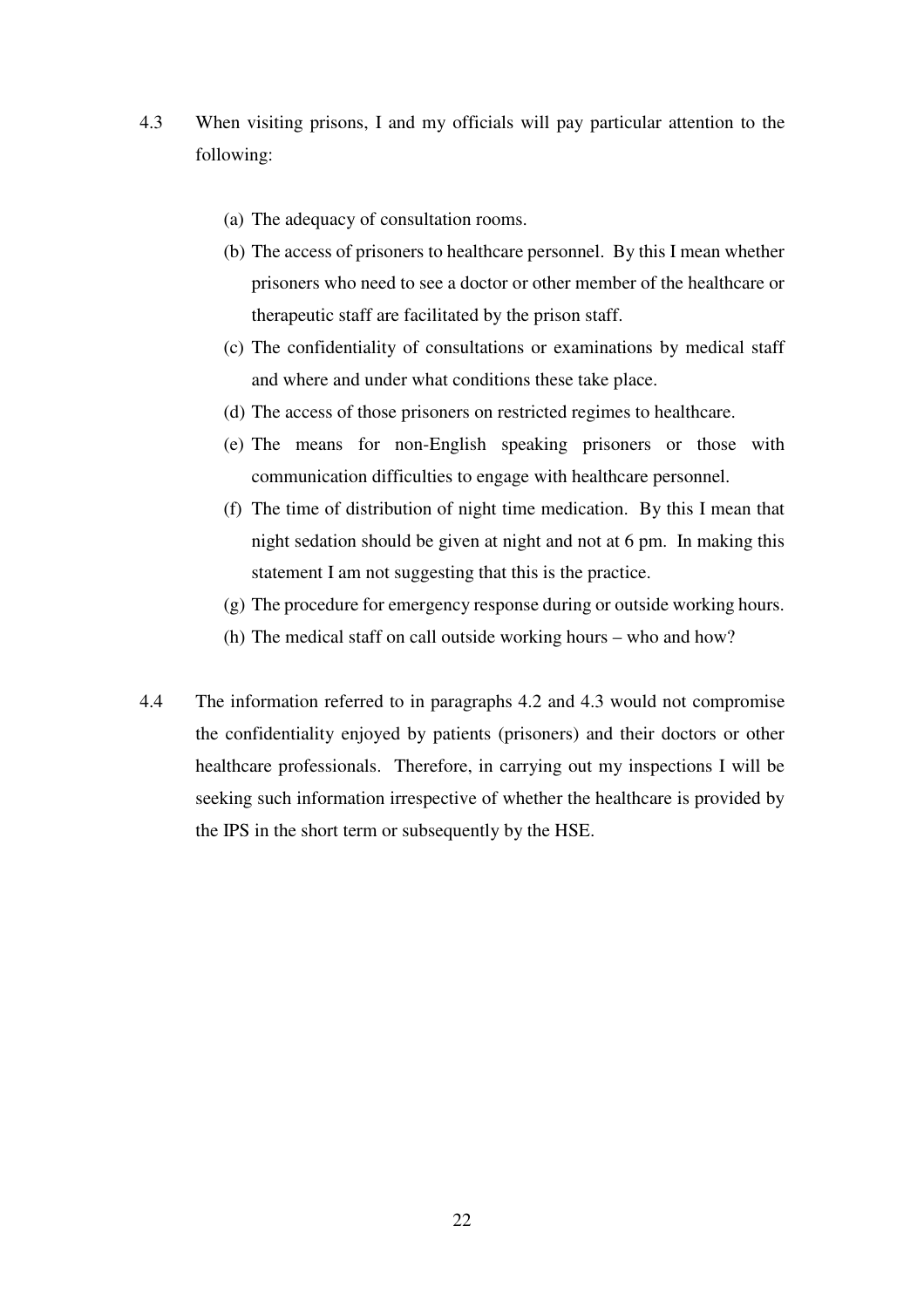4.3 When visiting prisons, I and my officials will pay particular attention to the following:

(a) The adequacy of consultation rooms.

(b) The access of prisoners to healthcare personnel. By this I mean whether prisoners who need to see a doctor or other member of the healthcare or therapeutic staff are facilitated by the prison staff.

(c) The confidentiality of consultations or examinations by medical staff and where and under what conditions these take place.

(d) The access of those prisoners on restricted regimes to healthcare.

(e) The means for non-English speaking prisoners or those with communication difficulties to engage with healthcare personnel.

(f) The time of distribution of night time medication. By this I mean that night sedation should be given at night and not at 6 pm. In making this statement I am not suggesting that this is the practice.

(g) The procedure for emergency response during or outside working hours.

(h) The medical staff on call outside working hours – who and how?

4.4 The information referred to in paragraphs 4.2 and 4.3 would not compromise the confidentiality enjoyed by patients (prisoners) and their doctors or other healthcare professionals. Therefore, in carrying out my inspections I will be seeking such information irrespective of whether the healthcare is provided by the IPS in the short term or subsequently by the HSE.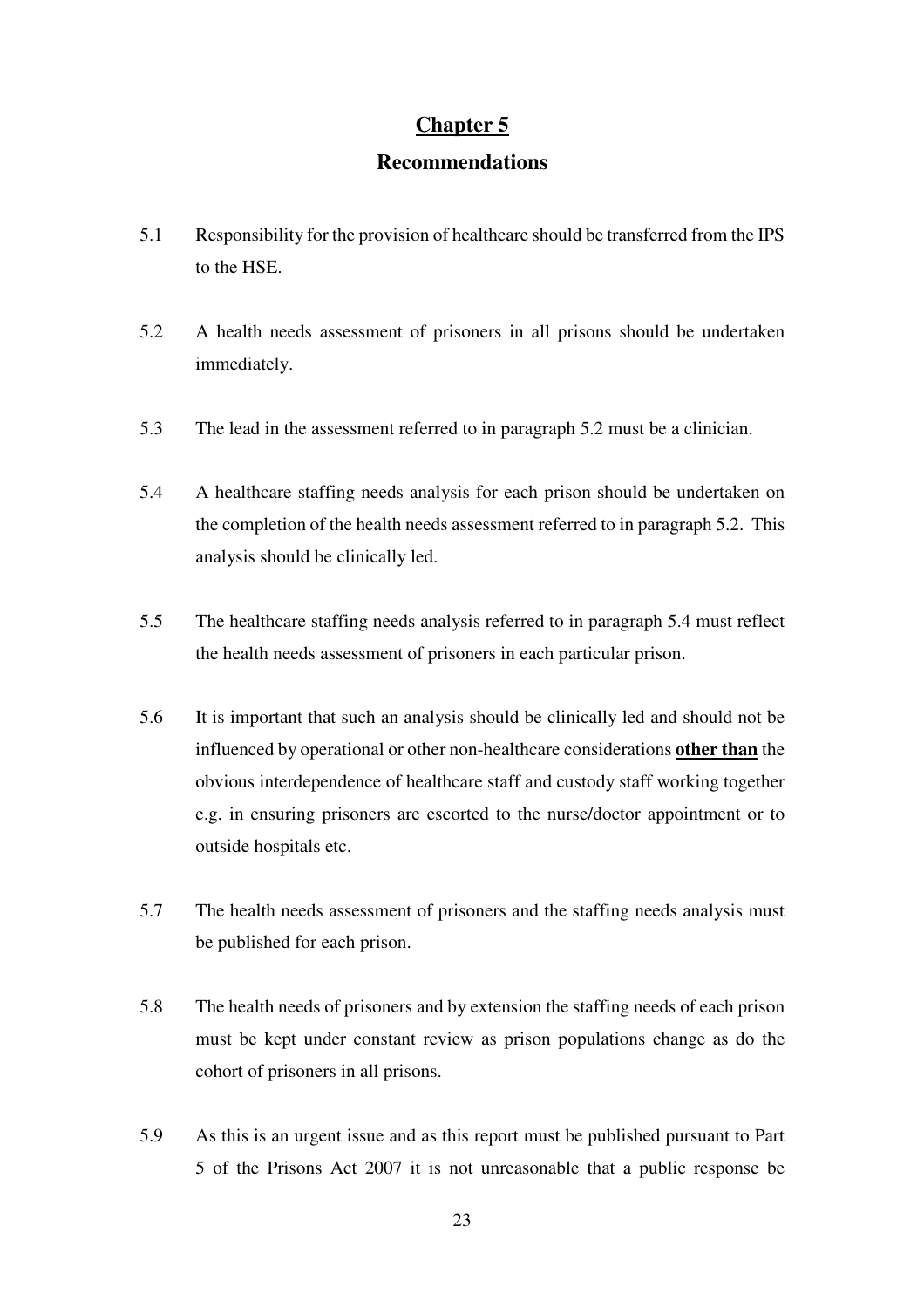# Chapter 5

## Recommendations

5.1 Responsibility for the provision of healthcare should be transferred from the IPS to the HSE.

5.2 A health needs assessment of prisoners in all prisons should be undertaken immediately.

5.3 The lead in the assessment referred to in paragraph 5.2 must be a clinician.

5.4 A healthcare staffing needs analysis for each prison should be undertaken on the completion of the health needs assessment referred to in paragraph 5.2. This analysis should be clinically led.

5.5 The healthcare staffing needs analysis referred to in paragraph 5.4 must reflect the health needs assessment of prisoners in each particular prison.

5.6 It is important that such an analysis should be clinically led and should not be influenced by operational or other non-healthcare considerations **other than** the obvious interdependence of healthcare staff and custody staff working together e.g. in ensuring prisoners are escorted to the nurse/doctor appointment or to outside hospitals etc.

5.7 The health needs assessment of prisoners and the staffing needs analysis must be published for each prison.

5.8 The health needs of prisoners and by extension the staffing needs of each prison must be kept under constant review as prison populations change as do the cohort of prisoners in all prisons.

5.9 As this is an urgent issue and as this report must be published pursuant to Part 5 of the Prisons Act 2007 it is not unreasonable that a public response be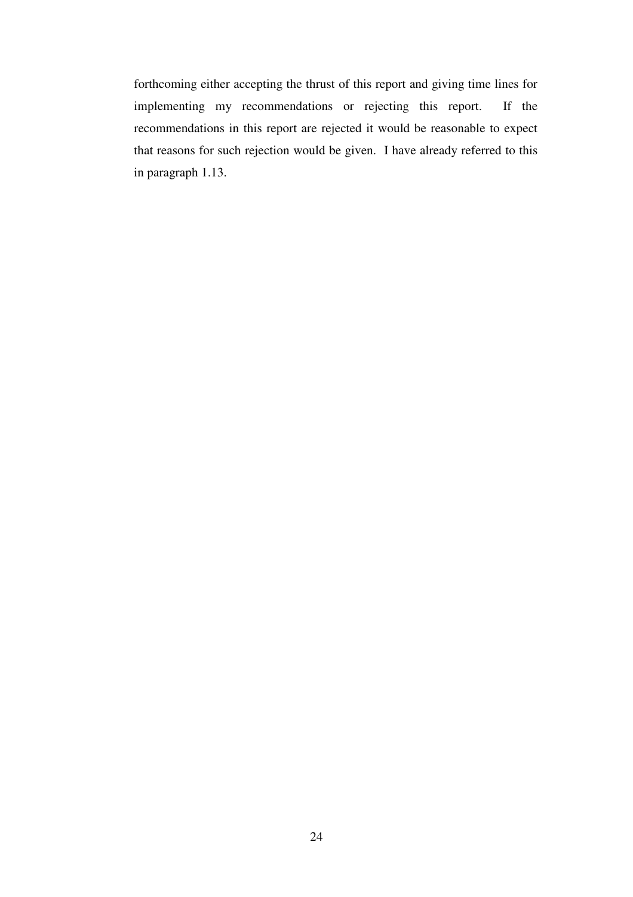forthcoming either accepting the thrust of this report and giving time lines for implementing my recommendations or rejecting this report. If the recommendations in this report are rejected it would be reasonable to expect that reasons for such rejection would be given. I have already referred to this in paragraph 1.13.